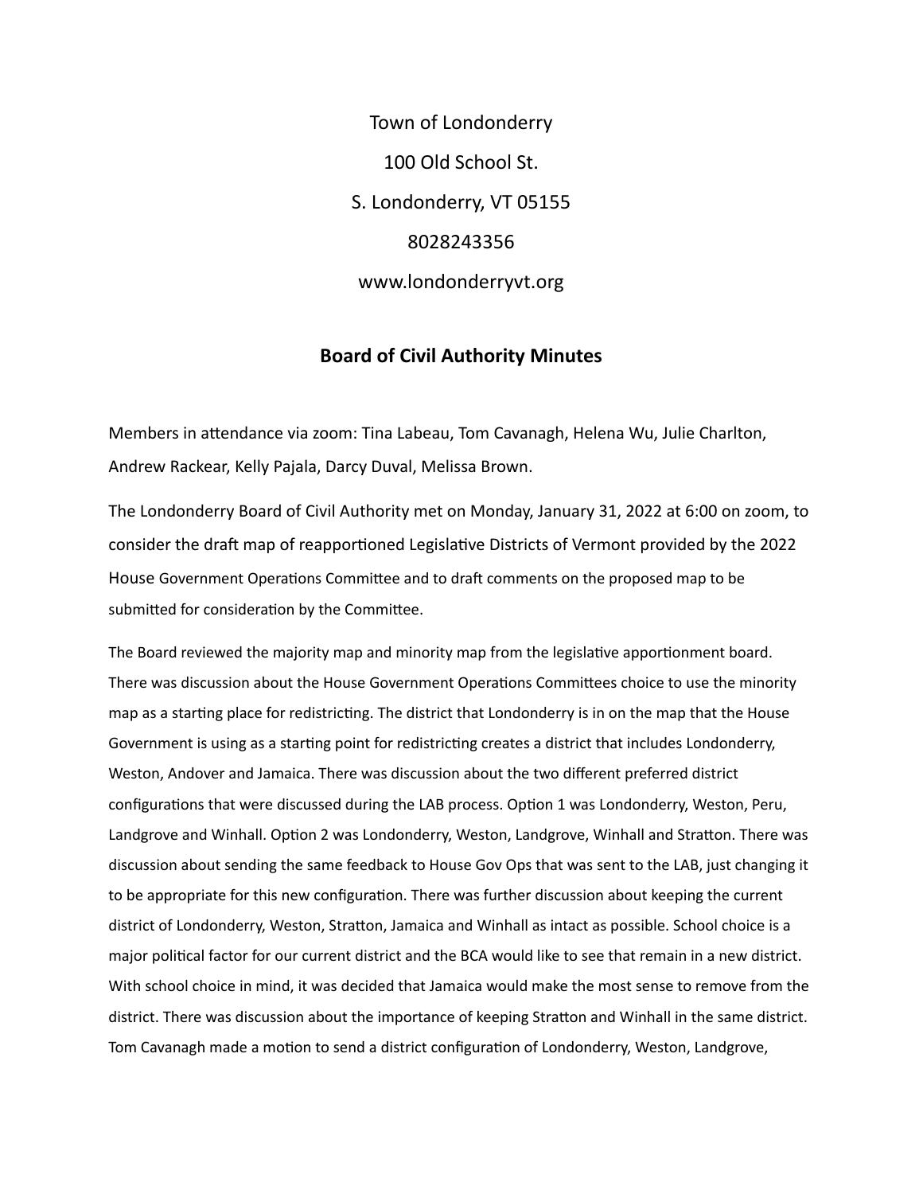Town of Londonderry

100 Old School St.

S. Londonderry, VT 05155

8028243356

www.londonderryvt.org

## Board of Civil Authority Minutes

Members in attendance via zoom: Tina Labeau, Tom Cavanagh, Helena Wu, Julie Charlton, Andrew Rackear, Kelly Pajala, Darcy Duval, Melissa Brown.

The Londonderry Board of Civil Authority met on Monday, January 31, 2022 at 6:00 on zoom, to consider the draft map of reapportioned Legislative Districts of Vermont provided by the 2022 House Government Operations Committee and to draft comments on the proposed map to be submitted for consideration by the Committee.

The Board reviewed the majority map and minority map from the legislative apportionment board. There was discussion about the House Government Operations Committees choice to use the minority map as a starting place for redistricting. The district that Londonderry is in on the map that the House Government is using as a starting point for redistricting creates a district that includes Londonderry, Weston, Andover and Jamaica. There was discussion about the two different preferred district configurations that were discussed during the LAB process. Option 1 was Londonderry, Weston, Peru, Landgrove and Winhall. Option 2 was Londonderry, Weston, Landgrove, Winhall and Stratton. There was discussion about sending the same feedback to House Gov Ops that was sent to the LAB, just changing it to be appropriate for this new configuration. There was further discussion about keeping the current district of Londonderry, Weston, Stratton, Jamaica and Winhall as intact as possible. School choice is a major political factor for our current district and the BCA would like to see that remain in a new district. With school choice in mind, it was decided that Jamaica would make the most sense to remove from the district. There was discussion about the importance of keeping Stratton and Winhall in the same district. Tom Cavanagh made a motion to send a district configuration of Londonderry, Weston, Landgrove,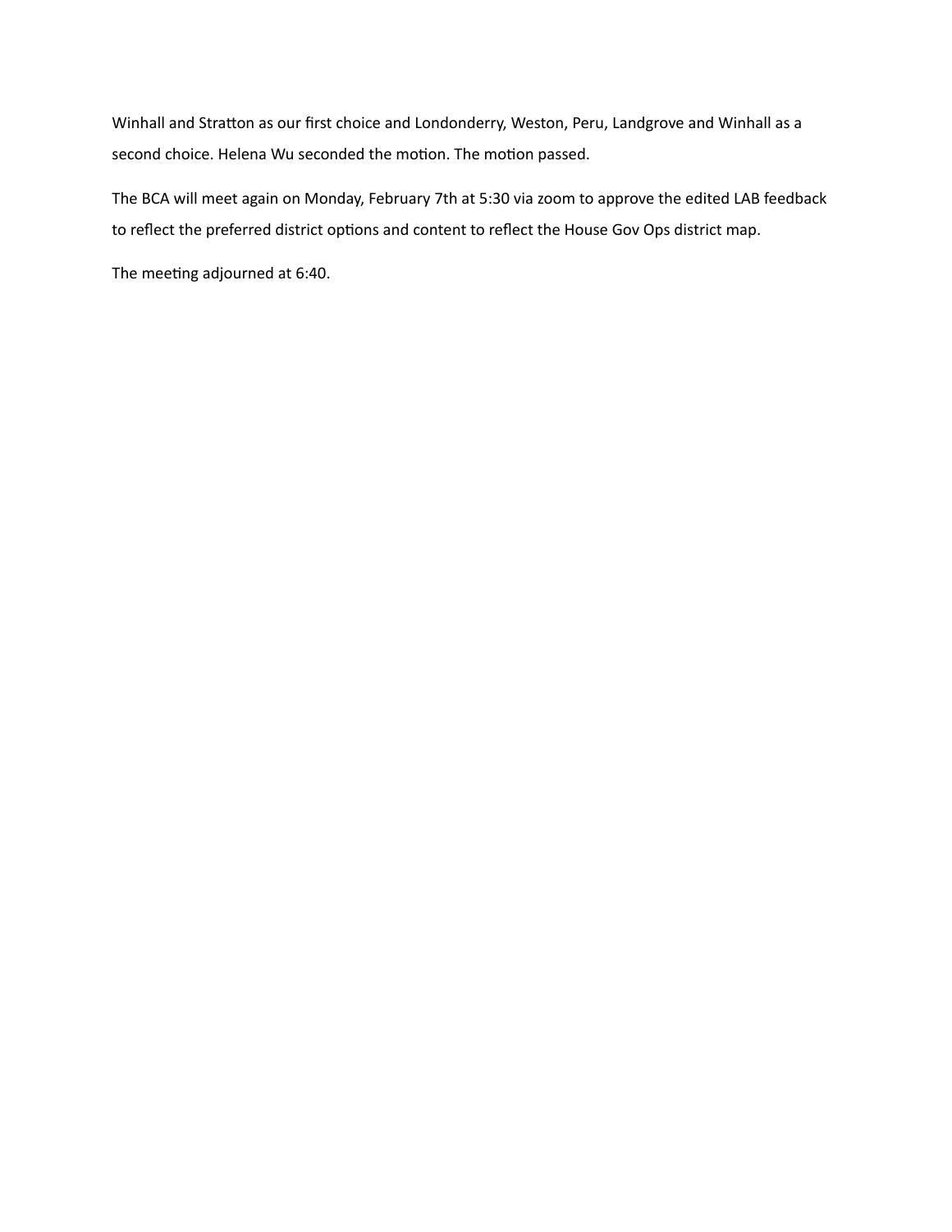Winhall and Stratton as our first choice and Londonderry, Weston, Peru, Landgrove and Winhall as a second choice. Helena Wu seconded the motion. The motion passed.

The BCA will meet again on Monday, February 7th at 5:30 via zoom to approve the edited LAB feedback to reflect the preferred district options and content to reflect the House Gov Ops district map.

The meeting adjourned at 6:40.